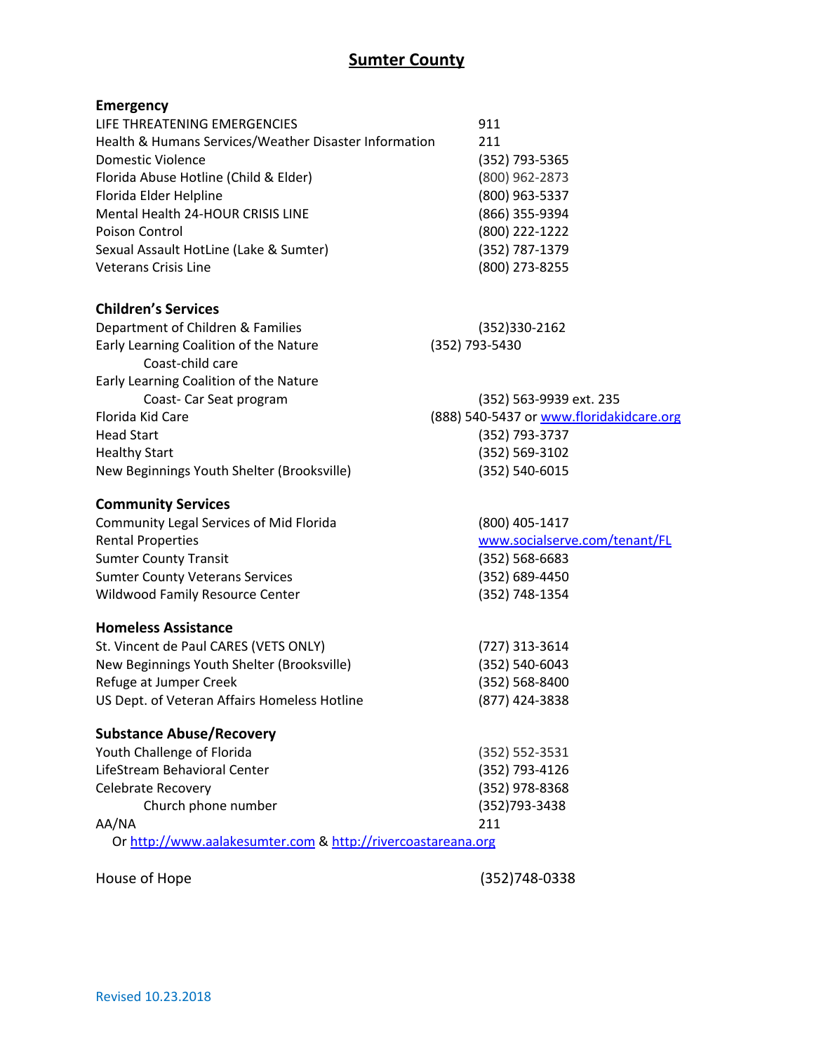# Sumter County

## Emergency

| | |
|---|---|
| LIFE THREATENING EMERGENCIES | 911 |
| Health & Humans Services/Weather Disaster Information | 211 |
| Domestic Violence | (352) 793-5365 |
| Florida Abuse Hotline (Child & Elder) | (800) 962-2873 |
| Florida Elder Helpline | (800) 963-5337 |
| Mental Health 24-HOUR CRISIS LINE | (866) 355-9394 |
| Poison Control | (800) 222-1222 |
| Sexual Assault HotLine (Lake & Sumter) | (352) 787-1379 |
| Veterans Crisis Line | (800) 273-8255 |

## Children's Services

| | |
|---|---|
| Department of Children & Families | (352)330-2162 |
| Early Learning Coalition of the Nature Coast-child care | (352) 793-5430 |
| Early Learning Coalition of the Nature Coast- Car Seat program | (352) 563-9939 ext. 235 |
| Florida Kid Care | (888) 540-5437 or www.floridakidcare.org |
| Head Start | (352) 793-3737 |
| Healthy Start | (352) 569-3102 |
| New Beginnings Youth Shelter (Brooksville) | (352) 540-6015 |

## Community Services

| | |
|---|---|
| Community Legal Services of Mid Florida | (800) 405-1417 |
| Rental Properties | www.socialserve.com/tenant/FL |
| Sumter County Transit | (352) 568-6683 |
| Sumter County Veterans Services | (352) 689-4450 |
| Wildwood Family Resource Center | (352) 748-1354 |

## Homeless Assistance

| | |
|---|---|
| St. Vincent de Paul CARES (VETS ONLY) | (727) 313-3614 |
| New Beginnings Youth Shelter (Brooksville) | (352) 540-6043 |
| Refuge at Jumper Creek | (352) 568-8400 |
| US Dept. of Veteran Affairs Homeless Hotline | (877) 424-3838 |

## Substance Abuse/Recovery

| | |
|---|---|
| Youth Challenge of Florida | (352) 552-3531 |
| LifeStream Behavioral Center | (352) 793-4126 |
| Celebrate Recovery | (352) 978-8368 |
| Church phone number | (352)793-3438 |
| AA/NA | 211 |

Or http://www.aalakesumter.com & http://rivercoastareana.org

| | |
|---|---|
| House of Hope | (352)748-0338 |

Revised 10.23.2018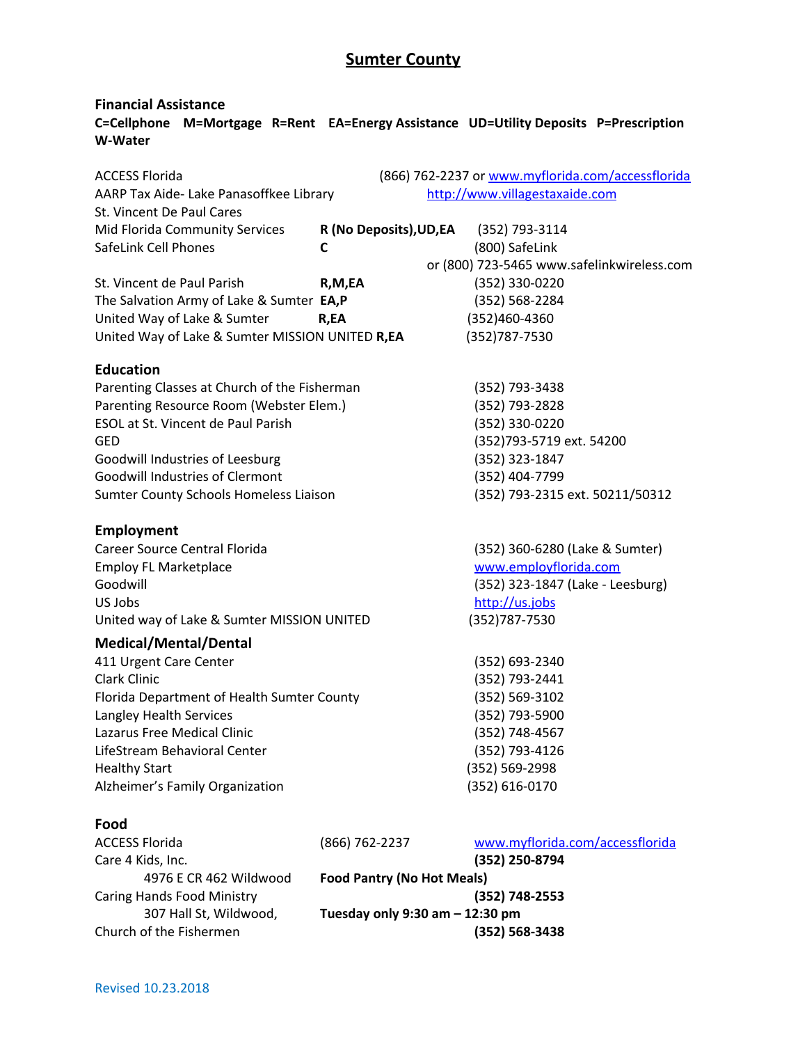# Sumter County

## Financial Assistance

**C=Cellphone M=Mortgage R=Rent EA=Energy Assistance UD=Utility Deposits P=Prescription W-Water**

| | | |
|---|---|---|
| ACCESS Florida | | (866) 762-2237 or www.myflorida.com/accessflorida |
| AARP Tax Aide- Lake Panasoffkee Library | | http://www.villagestaxaide.com |
| St. Vincent De Paul Cares | | |
| Mid Florida Community Services | **R (No Deposits),UD,EA** | (352) 793-3114 |
| SafeLink Cell Phones | **C** | (800) SafeLink or (800) 723-5465 www.safelinkwireless.com |
| St. Vincent de Paul Parish | **R,M,EA** | (352) 330-0220 |
| The Salvation Army of Lake & Sumter | **EA,P** | (352) 568-2284 |
| United Way of Lake & Sumter | **R,EA** | (352)460-4360 |
| United Way of Lake & Sumter MISSION UNITED | **R,EA** | (352)787-7530 |

## Education

| | |
|---|---|
| Parenting Classes at Church of the Fisherman | (352) 793-3438 |
| Parenting Resource Room (Webster Elem.) | (352) 793-2828 |
| ESOL at St. Vincent de Paul Parish | (352) 330-0220 |
| GED | (352)793-5719 ext. 54200 |
| Goodwill Industries of Leesburg | (352) 323-1847 |
| Goodwill Industries of Clermont | (352) 404-7799 |
| Sumter County Schools Homeless Liaison | (352) 793-2315 ext. 50211/50312 |

## Employment

| | |
|---|---|
| Career Source Central Florida | (352) 360-6280 (Lake & Sumter) |
| Employ FL Marketplace | www.employflorida.com |
| Goodwill | (352) 323-1847 (Lake - Leesburg) |
| US Jobs | http://us.jobs |
| United way of Lake & Sumter MISSION UNITED | (352)787-7530 |

## Medical/Mental/Dental

| | |
|---|---|
| 411 Urgent Care Center | (352) 693-2340 |
| Clark Clinic | (352) 793-2441 |
| Florida Department of Health Sumter County | (352) 569-3102 |
| Langley Health Services | (352) 793-5900 |
| Lazarus Free Medical Clinic | (352) 748-4567 |
| LifeStream Behavioral Center | (352) 793-4126 |
| Healthy Start | (352) 569-2998 |
| Alzheimer's Family Organization | (352) 616-0170 |

## Food

| | | |
|---|---|---|
| ACCESS Florida | (866) 762-2237 | www.myflorida.com/accessflorida |
| Care 4 Kids, Inc. | | **(352) 250-8794** |
| 4976 E CR 462 Wildwood | **Food Pantry (No Hot Meals)** | |
| Caring Hands Food Ministry | | **(352) 748-2553** |
| 307 Hall St, Wildwood, | **Tuesday only 9:30 am – 12:30 pm** | |
| Church of the Fishermen | | **(352) 568-3438** |

Revised 10.23.2018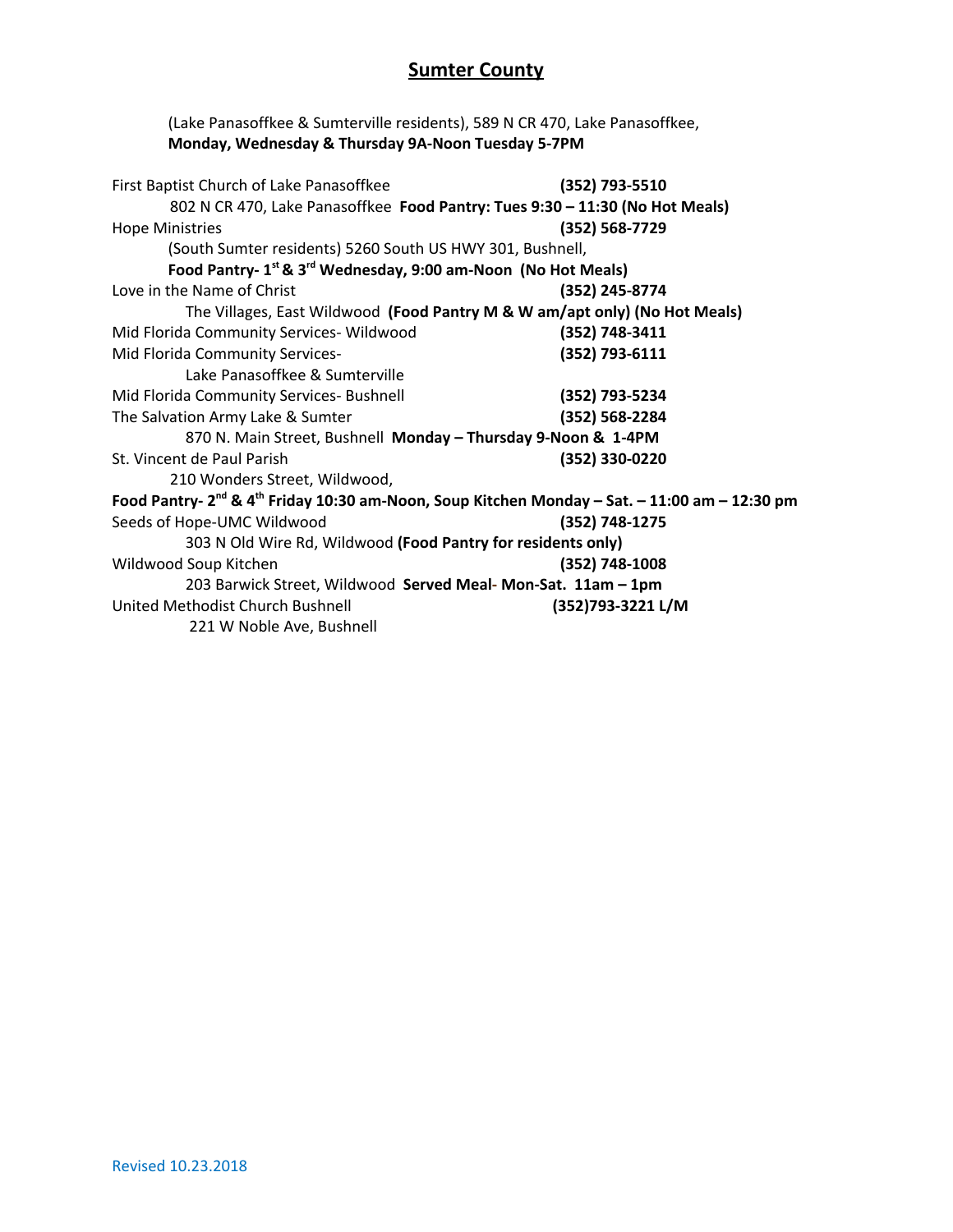## Sumter County

(Lake Panasoffkee & Sumterville residents), 589 N CR 470, Lake Panasoffkee,
**Monday, Wednesday & Thursday 9A-Noon Tuesday 5-7PM**

First Baptist Church of Lake Panasoffkee **(352) 793-5510**
802 N CR 470, Lake Panasoffkee **Food Pantry: Tues 9:30 – 11:30 (No Hot Meals)**

Hope Ministries **(352) 568-7729**
(South Sumter residents) 5260 South US HWY 301, Bushnell,
**Food Pantry- 1st & 3rd Wednesday, 9:00 am-Noon (No Hot Meals)**

Love in the Name of Christ **(352) 245-8774**
The Villages, East Wildwood **(Food Pantry M & W am/apt only) (No Hot Meals)**

Mid Florida Community Services- Wildwood **(352) 748-3411**

Mid Florida Community Services- **(352) 793-6111**
Lake Panasoffkee & Sumterville

Mid Florida Community Services- Bushnell **(352) 793-5234**

The Salvation Army Lake & Sumter **(352) 568-2284**
870 N. Main Street, Bushnell **Monday – Thursday 9-Noon & 1-4PM**

St. Vincent de Paul Parish **(352) 330-0220**
210 Wonders Street, Wildwood,
**Food Pantry- 2nd & 4th Friday 10:30 am-Noon, Soup Kitchen Monday – Sat. – 11:00 am – 12:30 pm**

Seeds of Hope-UMC Wildwood **(352) 748-1275**
303 N Old Wire Rd, Wildwood **(Food Pantry for residents only)**

Wildwood Soup Kitchen **(352) 748-1008**
203 Barwick Street, Wildwood **Served Meal- Mon-Sat. 11am – 1pm**

United Methodist Church Bushnell **(352)793-3221 L/M**
221 W Noble Ave, Bushnell

Revised 10.23.2018